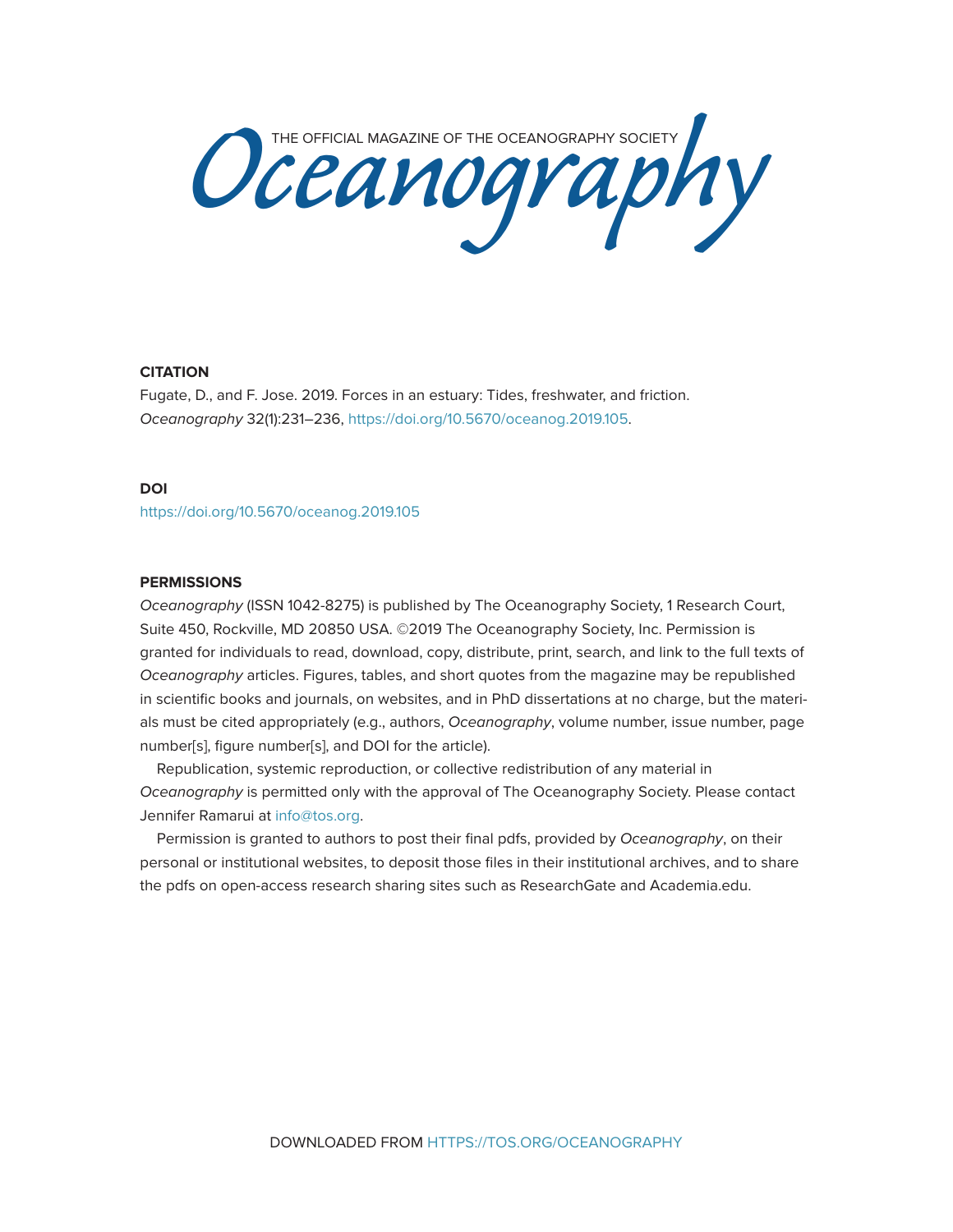# *Oceanography*

THE OFFICIAL MAGAZINE OF THE OCEANOGRAPHY SOCIETY

**CITATION**

Fugate, D., and F. Jose. 2019. Forces in an estuary: Tides, freshwater, and friction. *Oceanography* 32(1):231–236, https://doi.org/10.5670/oceanog.2019.105.

**DOI**

https://doi.org/10.5670/oceanog.2019.105

**PERMISSIONS**

*Oceanography* (ISSN 1042-8275) is published by The Oceanography Society, 1 Research Court, Suite 450, Rockville, MD 20850 USA. ©2019 The Oceanography Society, Inc. Permission is granted for individuals to read, download, copy, distribute, print, search, and link to the full texts of *Oceanography* articles. Figures, tables, and short quotes from the magazine may be republished in scientific books and journals, on websites, and in PhD dissertations at no charge, but the materials must be cited appropriately (e.g., authors, *Oceanography*, volume number, issue number, page number[s], figure number[s], and DOI for the article).

Republication, systemic reproduction, or collective redistribution of any material in *Oceanography* is permitted only with the approval of The Oceanography Society. Please contact Jennifer Ramarui at info@tos.org.

Permission is granted to authors to post their final pdfs, provided by *Oceanography*, on their personal or institutional websites, to deposit those files in their institutional archives, and to share the pdfs on open-access research sharing sites such as ResearchGate and Academia.edu.

DOWNLOADED FROM HTTPS://TOS.ORG/OCEANOGRAPHY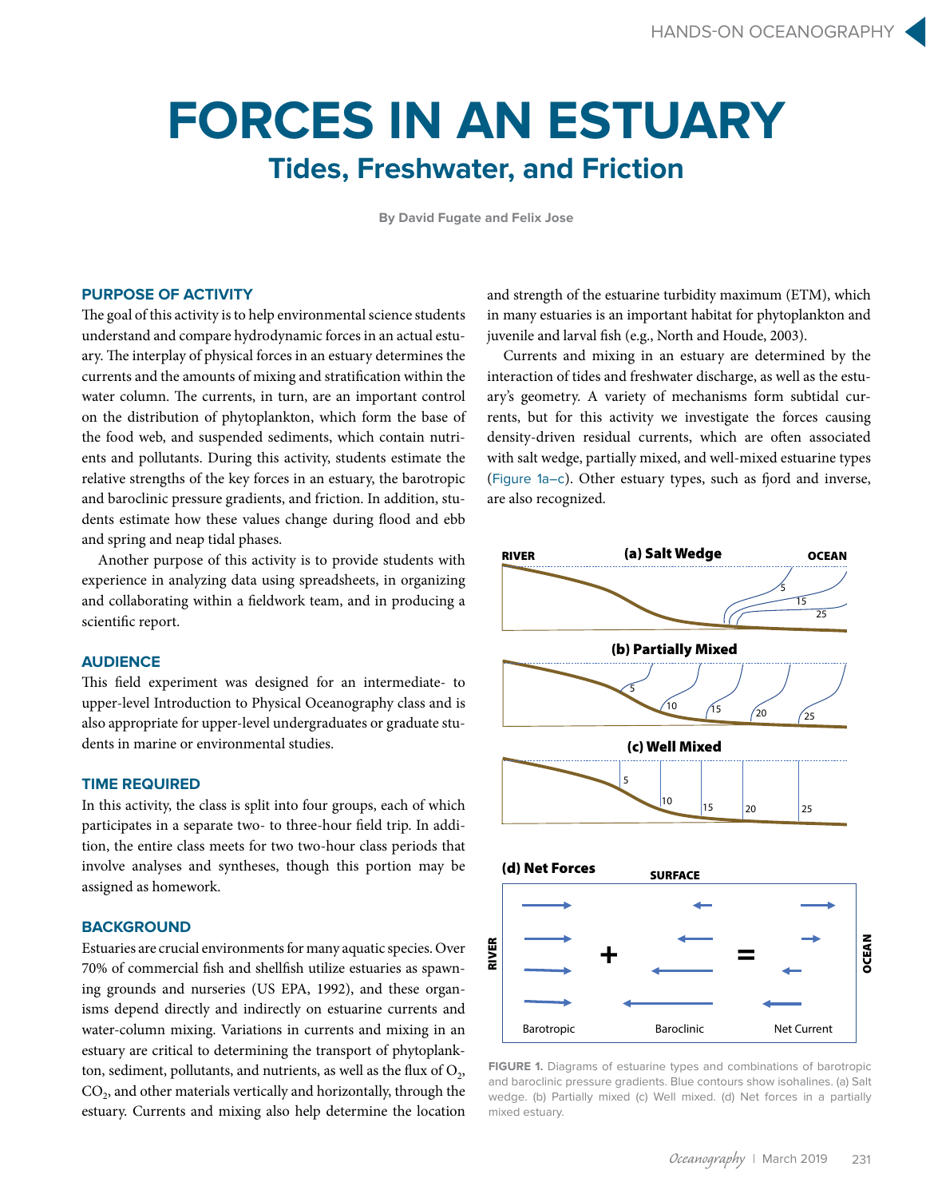# FORCES IN AN ESTUARY

## Tides, Freshwater, and Friction

By David Fugate and Felix Jose

### PURPOSE OF ACTIVITY

The goal of this activity is to help environmental science students understand and compare hydrodynamic forces in an actual estuary. The interplay of physical forces in an estuary determines the currents and the amounts of mixing and stratification within the water column. The currents, in turn, are an important control on the distribution of phytoplankton, which form the base of the food web, and suspended sediments, which contain nutrients and pollutants. During this activity, students estimate the relative strengths of the key forces in an estuary, the barotropic and baroclinic pressure gradients, and friction. In addition, students estimate how these values change during flood and ebb and spring and neap tidal phases.

Another purpose of this activity is to provide students with experience in analyzing data using spreadsheets, in organizing and collaborating within a fieldwork team, and in producing a scientific report.

### AUDIENCE

This field experiment was designed for an intermediate- to upper-level Introduction to Physical Oceanography class and is also appropriate for upper-level undergraduates or graduate students in marine or environmental studies.

### TIME REQUIRED

In this activity, the class is split into four groups, each of which participates in a separate two- to three-hour field trip. In addition, the entire class meets for two two-hour class periods that involve analyses and syntheses, though this portion may be assigned as homework.

### BACKGROUND

Estuaries are crucial environments for many aquatic species. Over 70% of commercial fish and shellfish utilize estuaries as spawning grounds and nurseries (US EPA, 1992), and these organisms depend directly and indirectly on estuarine currents and water-column mixing. Variations in currents and mixing in an estuary are critical to determining the transport of phytoplankton, sediment, pollutants, and nutrients, as well as the flux of $O_2$, $CO_2$, and other materials vertically and horizontally, through the estuary. Currents and mixing also help determine the location and strength of the estuarine turbidity maximum (ETM), which in many estuaries is an important habitat for phytoplankton and juvenile and larval fish (e.g., North and Houde, 2003).

Currents and mixing in an estuary are determined by the interaction of tides and freshwater discharge, as well as the estuary's geometry. A variety of mechanisms form subtidal currents, but for this activity we investigate the forces causing density-driven residual currents, which are often associated with salt wedge, partially mixed, and well-mixed estuarine types (Figure 1a–c). Other estuary types, such as fjord and inverse, are also recognized.

FIGURE 1. Diagrams of estuarine types and combinations of barotropic and baroclinic pressure gradients. Blue contours show isohalines. (a) Salt wedge. (b) Partially mixed (c) Well mixed. (d) Net forces in a partially mixed estuary.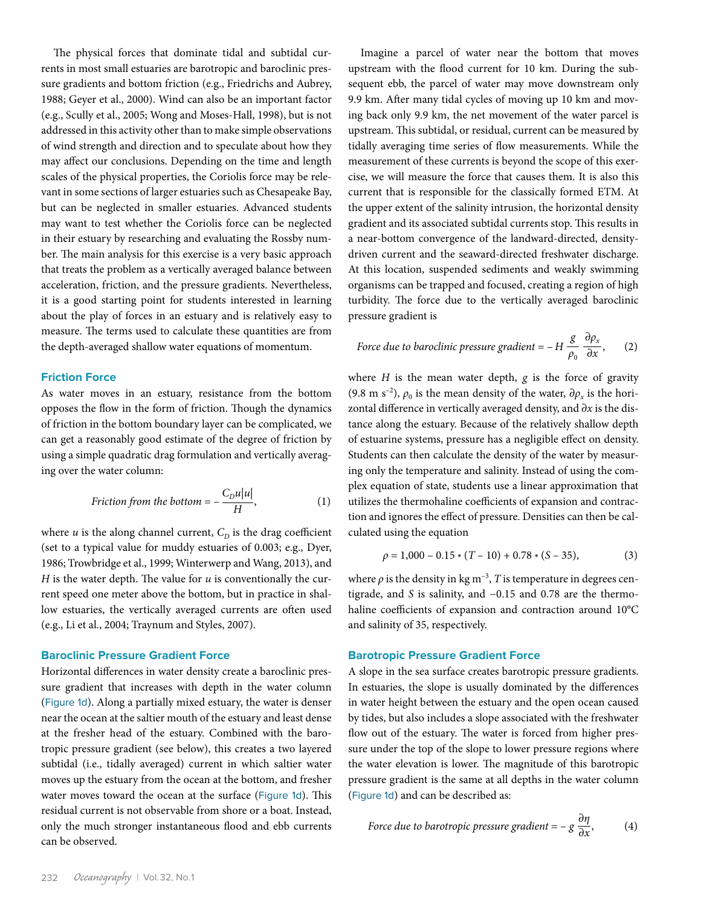The physical forces that dominate tidal and subtidal currents in most small estuaries are barotropic and baroclinic pressure gradients and bottom friction (e.g., Friedrichs and Aubrey, 1988; Geyer et al., 2000). Wind can also be an important factor (e.g., Scully et al., 2005; Wong and Moses-Hall, 1998), but is not addressed in this activity other than to make simple observations of wind strength and direction and to speculate about how they may affect our conclusions. Depending on the time and length scales of the physical properties, the Coriolis force may be relevant in some sections of larger estuaries such as Chesapeake Bay, but can be neglected in smaller estuaries. Advanced students may want to test whether the Coriolis force can be neglected in their estuary by researching and evaluating the Rossby number. The main analysis for this exercise is a very basic approach that treats the problem as a vertically averaged balance between acceleration, friction, and the pressure gradients. Nevertheless, it is a good starting point for students interested in learning about the play of forces in an estuary and is relatively easy to measure. The terms used to calculate these quantities are from the depth-averaged shallow water equations of momentum.

### Friction Force

As water moves in an estuary, resistance from the bottom opposes the flow in the form of friction. Though the dynamics of friction in the bottom boundary layer can be complicated, we can get a reasonably good estimate of the degree of friction by using a simple quadratic drag formulation and vertically averaging over the water column:

$$\textit{Friction from the bottom} = -\frac{C_D u|u|}{H}, \tag{1}$$

where $u$ is the along channel current, $C_D$ is the drag coefficient (set to a typical value for muddy estuaries of 0.003; e.g., Dyer, 1986; Trowbridge et al., 1999; Winterwerp and Wang, 2013), and $H$ is the water depth. The value for $u$ is conventionally the current speed one meter above the bottom, but in practice in shallow estuaries, the vertically averaged currents are often used (e.g., Li et al., 2004; Traynum and Styles, 2007).

### Baroclinic Pressure Gradient Force

Horizontal differences in water density create a baroclinic pressure gradient that increases with depth in the water column (Figure 1d). Along a partially mixed estuary, the water is denser near the ocean at the saltier mouth of the estuary and least dense at the fresher head of the estuary. Combined with the barotropic pressure gradient (see below), this creates a two layered subtidal (i.e., tidally averaged) current in which saltier water moves up the estuary from the ocean at the bottom, and fresher water moves toward the ocean at the surface (Figure 1d). This residual current is not observable from shore or a boat. Instead, only the much stronger instantaneous flood and ebb currents can be observed.

Imagine a parcel of water near the bottom that moves upstream with the flood current for 10 km. During the subsequent ebb, the parcel of water may move downstream only 9.9 km. After many tidal cycles of moving up 10 km and moving back only 9.9 km, the net movement of the water parcel is upstream. This subtidal, or residual, current can be measured by tidally averaging time series of flow measurements. While the measurement of these currents is beyond the scope of this exercise, we will measure the force that causes them. It is also this current that is responsible for the classically formed ETM. At the upper extent of the salinity intrusion, the horizontal density gradient and its associated subtidal currents stop. This results in a near-bottom convergence of the landward-directed, density-driven current and the seaward-directed freshwater discharge. At this location, suspended sediments and weakly swimming organisms can be trapped and focused, creating a region of high turbidity. The force due to the vertically averaged baroclinic pressure gradient is

$$\textit{Force due to baroclinic pressure gradient} = -H\,\frac{g}{\rho_0}\,\frac{\partial \rho_x}{\partial x}, \tag{2}$$

where $H$ is the mean water depth, $g$ is the force of gravity (9.8 m s$^{-2}$), $\rho_0$ is the mean density of the water, $\partial \rho_x$ is the horizontal difference in vertically averaged density, and $\partial x$ is the distance along the estuary. Because of the relatively shallow depth of estuarine systems, pressure has a negligible effect on density. Students can then calculate the density of the water by measuring only the temperature and salinity. Instead of using the complex equation of state, students use a linear approximation that utilizes the thermohaline coefficients of expansion and contraction and ignores the effect of pressure. Densities can then be calculated using the equation

$$\rho = 1{,}000 - 0.15 * (T - 10) + 0.78 * (S - 35), \tag{3}$$

where $\rho$ is the density in kg m$^{-3}$, $T$ is temperature in degrees centigrade, and $S$ is salinity, and −0.15 and 0.78 are the thermohaline coefficients of expansion and contraction around 10°C and salinity of 35, respectively.

### Barotropic Pressure Gradient Force

A slope in the sea surface creates barotropic pressure gradients. In estuaries, the slope is usually dominated by the differences in water height between the estuary and the open ocean caused by tides, but also includes a slope associated with the freshwater flow out of the estuary. The water is forced from higher pressure under the top of the slope to lower pressure regions where the water elevation is lower. The magnitude of this barotropic pressure gradient is the same at all depths in the water column (Figure 1d) and can be described as:

$$\textit{Force due to barotropic pressure gradient} = -g\,\frac{\partial \eta}{\partial x}, \tag{4}$$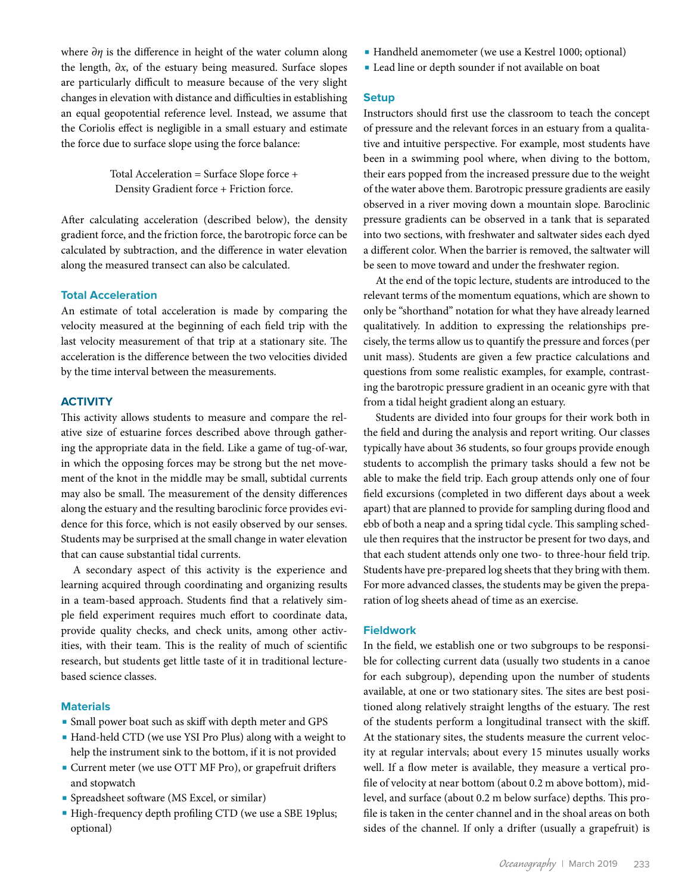where $\partial\eta$ is the difference in height of the water column along the length, $\partial x$, of the estuary being measured. Surface slopes are particularly difficult to measure because of the very slight changes in elevation with distance and difficulties in establishing an equal geopotential reference level. Instead, we assume that the Coriolis effect is negligible in a small estuary and estimate the force due to surface slope using the force balance:

Total Acceleration = Surface Slope force + Density Gradient force + Friction force.

After calculating acceleration (described below), the density gradient force, and the friction force, the barotropic force can be calculated by subtraction, and the difference in water elevation along the measured transect can also be calculated.

### Total Acceleration

An estimate of total acceleration is made by comparing the velocity measured at the beginning of each field trip with the last velocity measurement of that trip at a stationary site. The acceleration is the difference between the two velocities divided by the time interval between the measurements.

## ACTIVITY

This activity allows students to measure and compare the relative size of estuarine forces described above through gathering the appropriate data in the field. Like a game of tug-of-war, in which the opposing forces may be strong but the net movement of the knot in the middle may be small, subtidal currents may also be small. The measurement of the density differences along the estuary and the resulting baroclinic force provides evidence for this force, which is not easily observed by our senses. Students may be surprised at the small change in water elevation that can cause substantial tidal currents.

A secondary aspect of this activity is the experience and learning acquired through coordinating and organizing results in a team-based approach. Students find that a relatively simple field experiment requires much effort to coordinate data, provide quality checks, and check units, among other activities, with their team. This is the reality of much of scientific research, but students get little taste of it in traditional lecture-based science classes.

### Materials

- Small power boat such as skiff with depth meter and GPS
- Hand-held CTD (we use YSI Pro Plus) along with a weight to help the instrument sink to the bottom, if it is not provided
- Current meter (we use OTT MF Pro), or grapefruit drifters and stopwatch
- Spreadsheet software (MS Excel, or similar)
- High-frequency depth profiling CTD (we use a SBE 19plus; optional)
- Handheld anemometer (we use a Kestrel 1000; optional)
- Lead line or depth sounder if not available on boat

### Setup

Instructors should first use the classroom to teach the concept of pressure and the relevant forces in an estuary from a qualitative and intuitive perspective. For example, most students have been in a swimming pool where, when diving to the bottom, their ears popped from the increased pressure due to the weight of the water above them. Barotropic pressure gradients are easily observed in a river moving down a mountain slope. Baroclinic pressure gradients can be observed in a tank that is separated into two sections, with freshwater and saltwater sides each dyed a different color. When the barrier is removed, the saltwater will be seen to move toward and under the freshwater region.

At the end of the topic lecture, students are introduced to the relevant terms of the momentum equations, which are shown to only be "shorthand" notation for what they have already learned qualitatively. In addition to expressing the relationships precisely, the terms allow us to quantify the pressure and forces (per unit mass). Students are given a few practice calculations and questions from some realistic examples, for example, contrasting the barotropic pressure gradient in an oceanic gyre with that from a tidal height gradient along an estuary.

Students are divided into four groups for their work both in the field and during the analysis and report writing. Our classes typically have about 36 students, so four groups provide enough students to accomplish the primary tasks should a few not be able to make the field trip. Each group attends only one of four field excursions (completed in two different days about a week apart) that are planned to provide for sampling during flood and ebb of both a neap and a spring tidal cycle. This sampling schedule then requires that the instructor be present for two days, and that each student attends only one two- to three-hour field trip. Students have pre-prepared log sheets that they bring with them. For more advanced classes, the students may be given the preparation of log sheets ahead of time as an exercise.

### Fieldwork

In the field, we establish one or two subgroups to be responsible for collecting current data (usually two students in a canoe for each subgroup), depending upon the number of students available, at one or two stationary sites. The sites are best positioned along relatively straight lengths of the estuary. The rest of the students perform a longitudinal transect with the skiff. At the stationary sites, the students measure the current velocity at regular intervals; about every 15 minutes usually works well. If a flow meter is available, they measure a vertical profile of velocity at near bottom (about 0.2 m above bottom), mid-level, and surface (about 0.2 m below surface) depths. This profile is taken in the center channel and in the shoal areas on both sides of the channel. If only a drifter (usually a grapefruit) is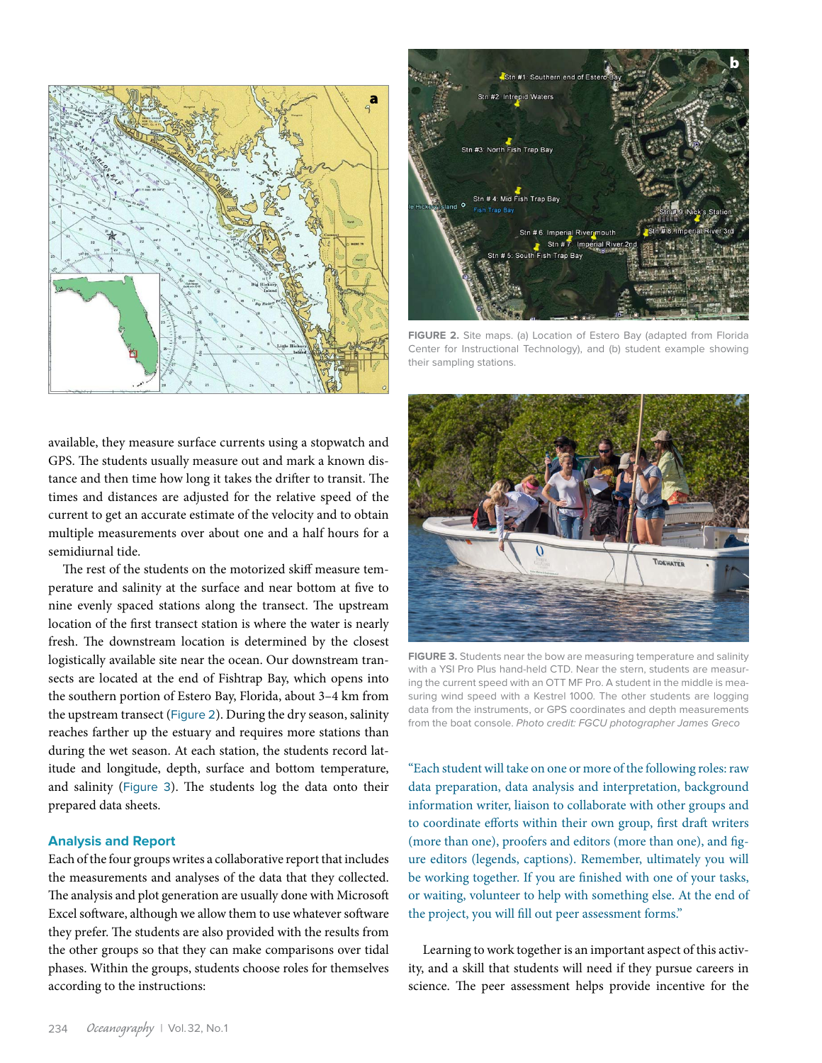available, they measure surface currents using a stopwatch and GPS. The students usually measure out and mark a known distance and then time how long it takes the drifter to transit. The times and distances are adjusted for the relative speed of the current to get an accurate estimate of the velocity and to obtain multiple measurements over about one and a half hours for a semidiurnal tide.

The rest of the students on the motorized skiff measure temperature and salinity at the surface and near bottom at five to nine evenly spaced stations along the transect. The upstream location of the first transect station is where the water is nearly fresh. The downstream location is determined by the closest logistically available site near the ocean. Our downstream transects are located at the end of Fishtrap Bay, which opens into the southern portion of Estero Bay, Florida, about 3–4 km from the upstream transect (Figure 2). During the dry season, salinity reaches farther up the estuary and requires more stations than during the wet season. At each station, the students record latitude and longitude, depth, surface and bottom temperature, and salinity (Figure 3). The students log the data onto their prepared data sheets.

FIGURE 2. Site maps. (a) Location of Estero Bay (adapted from Florida Center for Instructional Technology), and (b) student example showing their sampling stations.

FIGURE 3. Students near the bow are measuring temperature and salinity with a YSI Pro Plus hand-held CTD. Near the stern, students are measuring the current speed with an OTT MF Pro. A student in the middle is measuring wind speed with a Kestrel 1000. The other students are logging data from the instruments, or GPS coordinates and depth measurements from the boat console. *Photo credit: FGCU photographer James Greco*

### Analysis and Report

Each of the four groups writes a collaborative report that includes the measurements and analyses of the data that they collected. The analysis and plot generation are usually done with Microsoft Excel software, although we allow them to use whatever software they prefer. The students are also provided with the results from the other groups so that they can make comparisons over tidal phases. Within the groups, students choose roles for themselves according to the instructions:

> "Each student will take on one or more of the following roles: raw data preparation, data analysis and interpretation, background information writer, liaison to collaborate with other groups and to coordinate efforts within their own group, first draft writers (more than one), proofers and editors (more than one), and figure editors (legends, captions). Remember, ultimately you will be working together. If you are finished with one of your tasks, or waiting, volunteer to help with something else. At the end of the project, you will fill out peer assessment forms."

Learning to work together is an important aspect of this activity, and a skill that students will need if they pursue careers in science. The peer assessment helps provide incentive for the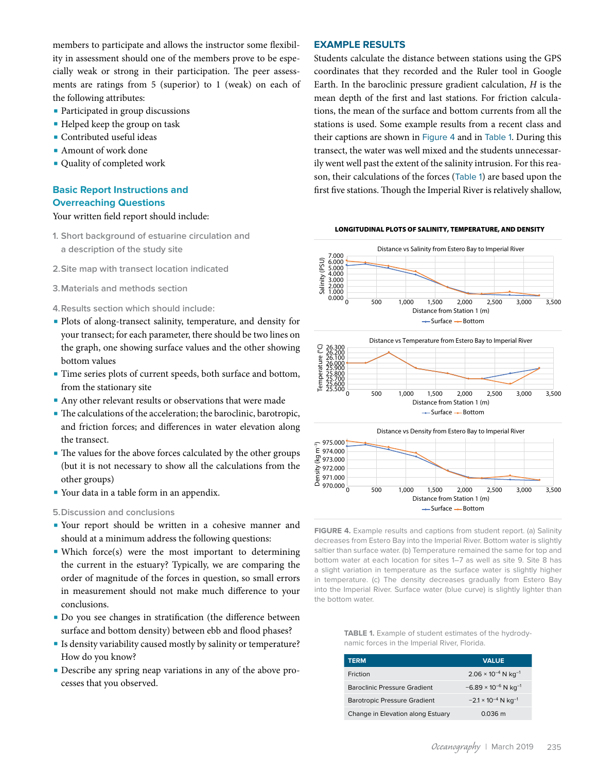members to participate and allows the instructor some flexibility in assessment should one of the members prove to be especially weak or strong in their participation. The peer assessments are ratings from 5 (superior) to 1 (weak) on each of the following attributes:

- Participated in group discussions
- Helped keep the group on task
- Contributed useful ideas
- Amount of work done
- Quality of completed work

### Basic Report Instructions and Overreaching Questions

Your written field report should include:

1. Short background of estuarine circulation and a description of the study site

2. Site map with transect location indicated

3. Materials and methods section

4. Results section which should include:

- Plots of along-transect salinity, temperature, and density for your transect; for each parameter, there should be two lines on the graph, one showing surface values and the other showing bottom values
- Time series plots of current speeds, both surface and bottom, from the stationary site
- Any other relevant results or observations that were made
- The calculations of the acceleration; the baroclinic, barotropic, and friction forces; and differences in water elevation along the transect.
- The values for the above forces calculated by the other groups (but it is not necessary to show all the calculations from the other groups)
- Your data in a table form in an appendix.

5. Discussion and conclusions

- Your report should be written in a cohesive manner and should at a minimum address the following questions:
- Which force(s) were the most important to determining the current in the estuary? Typically, we are comparing the order of magnitude of the forces in question, so small errors in measurement should not make much difference to your conclusions.
- Do you see changes in stratification (the difference between surface and bottom density) between ebb and flood phases?
- Is density variability caused mostly by salinity or temperature? How do you know?
- Describe any spring neap variations in any of the above processes that you observed.

## EXAMPLE RESULTS

Students calculate the distance between stations using the GPS coordinates that they recorded and the Ruler tool in Google Earth. In the baroclinic pressure gradient calculation, $H$ is the mean depth of the first and last stations. For friction calculations, the mean of the surface and bottom currents from all the stations is used. Some example results from a recent class and their captions are shown in Figure 4 and in Table 1. During this transect, the water was well mixed and the students unnecessarily went well past the extent of the salinity intrusion. For this reason, their calculations of the forces (Table 1) are based upon the first five stations. Though the Imperial River is relatively shallow,

**LONGITUDINAL PLOTS OF SALINITY, TEMPERATURE, AND DENSITY**

FIGURE 4. Example results and captions from student report. (a) Salinity decreases from Estero Bay into the Imperial River. Bottom water is slightly saltier than surface water. (b) Temperature remained the same for top and bottom water at each location for sites 1–7 as well as site 9. Site 8 has a slight variation in temperature as the surface water is slightly higher in temperature. (c) The density decreases gradually from Estero Bay into the Imperial River. Surface water (blue curve) is slightly lighter than the bottom water.

TABLE 1. Example of student estimates of the hydrodynamic forces in the Imperial River, Florida.

| TERM | VALUE |
|---|---|
| Friction | $2.06 \times 10^{-4}$ N kg$^{-1}$ |
| Baroclinic Pressure Gradient | $-6.89 \times 10^{-6}$ N kg$^{-1}$ |
| Barotropic Pressure Gradient | $-2.1 \times 10^{-4}$ N kg$^{-1}$ |
| Change in Elevation along Estuary | 0.036 m |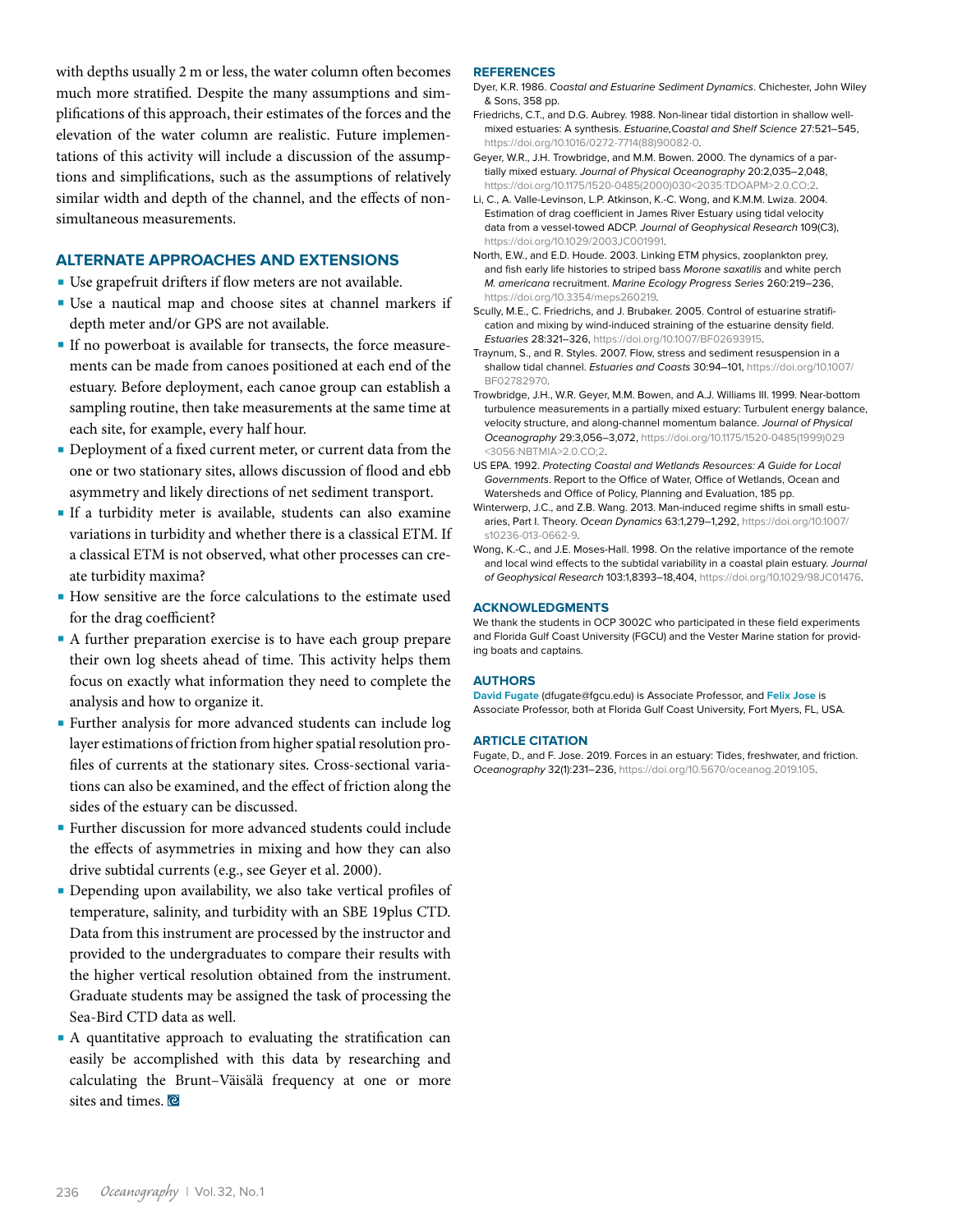with depths usually 2 m or less, the water column often becomes much more stratified. Despite the many assumptions and simplifications of this approach, their estimates of the forces and the elevation of the water column are realistic. Future implementations of this activity will include a discussion of the assumptions and simplifications, such as the assumptions of relatively similar width and depth of the channel, and the effects of non-simultaneous measurements.

## ALTERNATE APPROACHES AND EXTENSIONS

- Use grapefruit drifters if flow meters are not available.
- Use a nautical map and choose sites at channel markers if depth meter and/or GPS are not available.
- If no powerboat is available for transects, the force measurements can be made from canoes positioned at each end of the estuary. Before deployment, each canoe group can establish a sampling routine, then take measurements at the same time at each site, for example, every half hour.
- Deployment of a fixed current meter, or current data from the one or two stationary sites, allows discussion of flood and ebb asymmetry and likely directions of net sediment transport.
- If a turbidity meter is available, students can also examine variations in turbidity and whether there is a classical ETM. If a classical ETM is not observed, what other processes can create turbidity maxima?
- How sensitive are the force calculations to the estimate used for the drag coefficient?
- A further preparation exercise is to have each group prepare their own log sheets ahead of time. This activity helps them focus on exactly what information they need to complete the analysis and how to organize it.
- Further analysis for more advanced students can include log layer estimations of friction from higher spatial resolution profiles of currents at the stationary sites. Cross-sectional variations can also be examined, and the effect of friction along the sides of the estuary can be discussed.
- Further discussion for more advanced students could include the effects of asymmetries in mixing and how they can also drive subtidal currents (e.g., see Geyer et al. 2000).
- Depending upon availability, we also take vertical profiles of temperature, salinity, and turbidity with an SBE 19plus CTD. Data from this instrument are processed by the instructor and provided to the undergraduates to compare their results with the higher vertical resolution obtained from the instrument. Graduate students may be assigned the task of processing the Sea-Bird CTD data as well.
- A quantitative approach to evaluating the stratification can easily be accomplished with this data by researching and calculating the Brunt–Väisälä frequency at one or more sites and times.

## REFERENCES

Dyer, K.R. 1986. *Coastal and Estuarine Sediment Dynamics*. Chichester, John Wiley & Sons, 358 pp.

Friedrichs, C.T., and D.G. Aubrey. 1988. Non-linear tidal distortion in shallow well-mixed estuaries: A synthesis. *Estuarine,Coastal and Shelf Science* 27:521–545, https://doi.org/10.1016/0272-7714(88)90082-0.

Geyer, W.R., J.H. Trowbridge, and M.M. Bowen. 2000. The dynamics of a partially mixed estuary. *Journal of Physical Oceanography* 20:2,035–2,048, https://doi.org/10.1175/1520-0485(2000)030<2035:TDOAPM>2.0.CO;2.

Li, C., A. Valle-Levinson, L.P. Atkinson, K.-C. Wong, and K.M.M. Lwiza. 2004. Estimation of drag coefficient in James River Estuary using tidal velocity data from a vessel-towed ADCP. *Journal of Geophysical Research* 109(C3), https://doi.org/10.1029/2003JC001991.

North, E.W., and E.D. Houde. 2003. Linking ETM physics, zooplankton prey, and fish early life histories to striped bass *Morone saxatilis* and white perch *M. americana* recruitment. *Marine Ecology Progress Series* 260:219–236, https://doi.org/10.3354/meps260219.

Scully, M.E., C. Friedrichs, and J. Brubaker. 2005. Control of estuarine stratification and mixing by wind-induced straining of the estuarine density field. *Estuaries* 28:321–326, https://doi.org/10.1007/BF02693915.

Traynum, S., and R. Styles. 2007. Flow, stress and sediment resuspension in a shallow tidal channel. *Estuaries and Coasts* 30:94–101, https://doi.org/10.1007/BF02782970.

Trowbridge, J.H., W.R. Geyer, M.M. Bowen, and A.J. Williams III. 1999. Near-bottom turbulence measurements in a partially mixed estuary: Turbulent energy balance, velocity structure, and along-channel momentum balance. *Journal of Physical Oceanography* 29:3,056–3,072, https://doi.org/10.1175/1520-0485(1999)029<3056:NBTMIA>2.0.CO;2.

US EPA. 1992. *Protecting Coastal and Wetlands Resources: A Guide for Local Governments*. Report to the Office of Water, Office of Wetlands, Ocean and Watersheds and Office of Policy, Planning and Evaluation, 185 pp.

Winterwerp, J.C., and Z.B. Wang. 2013. Man-induced regime shifts in small estuaries, Part I. Theory. *Ocean Dynamics* 63:1,279–1,292, https://doi.org/10.1007/s10236-013-0662-9.

Wong, K.-C., and J.E. Moses-Hall. 1998. On the relative importance of the remote and local wind effects to the subtidal variability in a coastal plain estuary. *Journal of Geophysical Research* 103:1,8393–18,404, https://doi.org/10.1029/98JC01476.

## ACKNOWLEDGMENTS

We thank the students in OCP 3002C who participated in these field experiments and Florida Gulf Coast University (FGCU) and the Vester Marine station for providing boats and captains.

## AUTHORS

**David Fugate** (dfugate@fgcu.edu) is Associate Professor, and **Felix Jose** is Associate Professor, both at Florida Gulf Coast University, Fort Myers, FL, USA.

## ARTICLE CITATION

Fugate, D., and F. Jose. 2019. Forces in an estuary: Tides, freshwater, and friction. *Oceanography* 32(1):231–236, https://doi.org/10.5670/oceanog.2019.105.